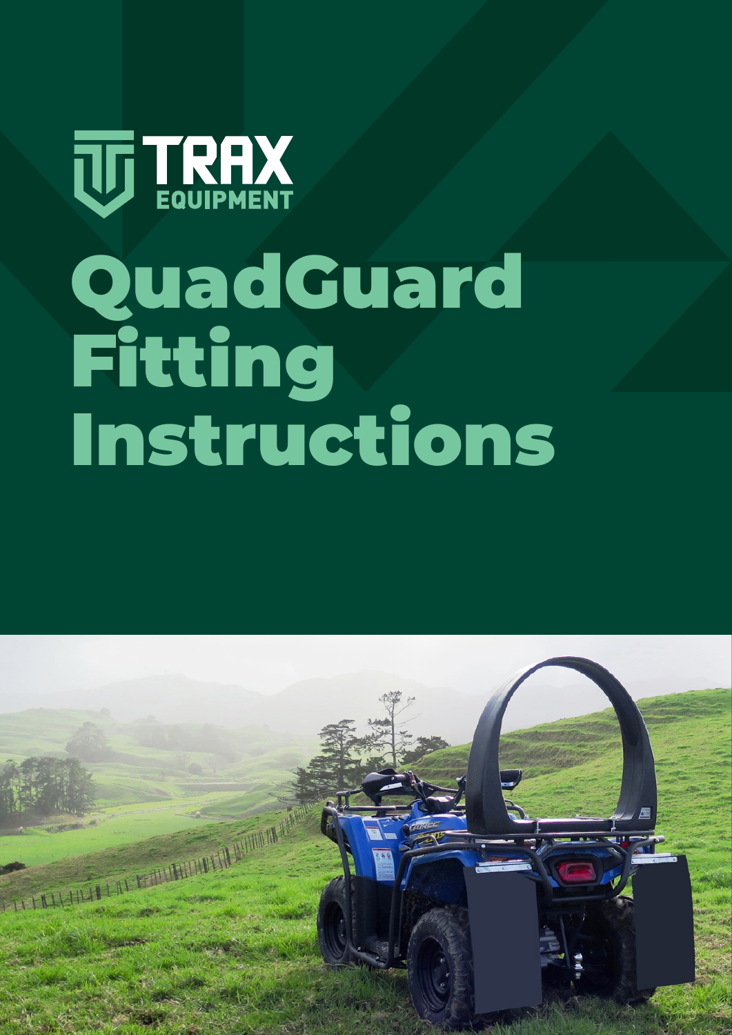TRAX EQUIPMENT

# QuadGuard Fitting Instructions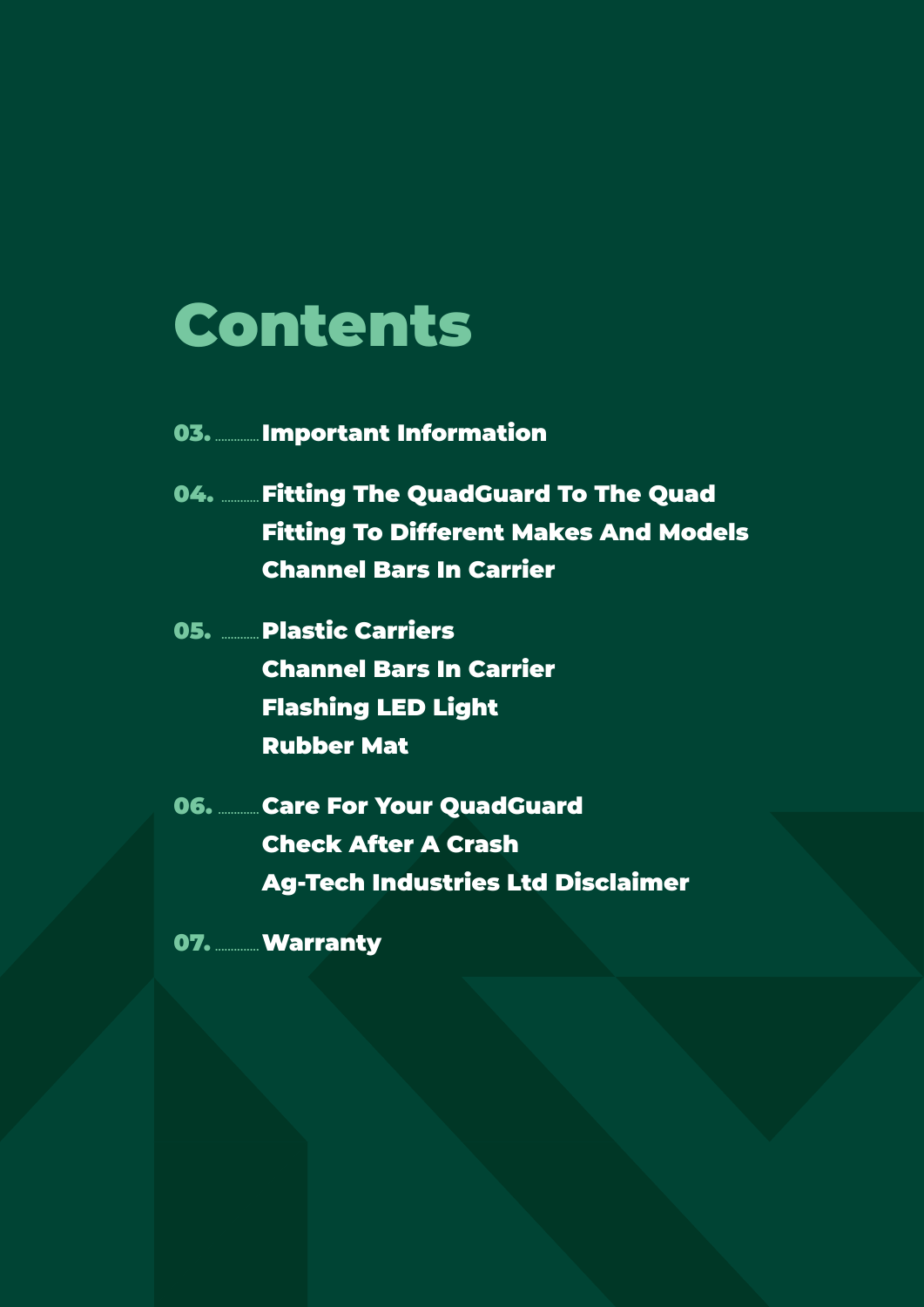# Contents

**03.** ............ **Important Information**

**04.** ............ **Fitting The QuadGuard To The Quad**
**Fitting To Different Makes And Models**
**Channel Bars In Carrier**

**05.** ............ **Plastic Carriers**
**Channel Bars In Carrier**
**Flashing LED Light**
**Rubber Mat**

**06.** ............ **Care For Your QuadGuard**
**Check After A Crash**
**Ag-Tech Industries Ltd Disclaimer**

**07.** ............ **Warranty**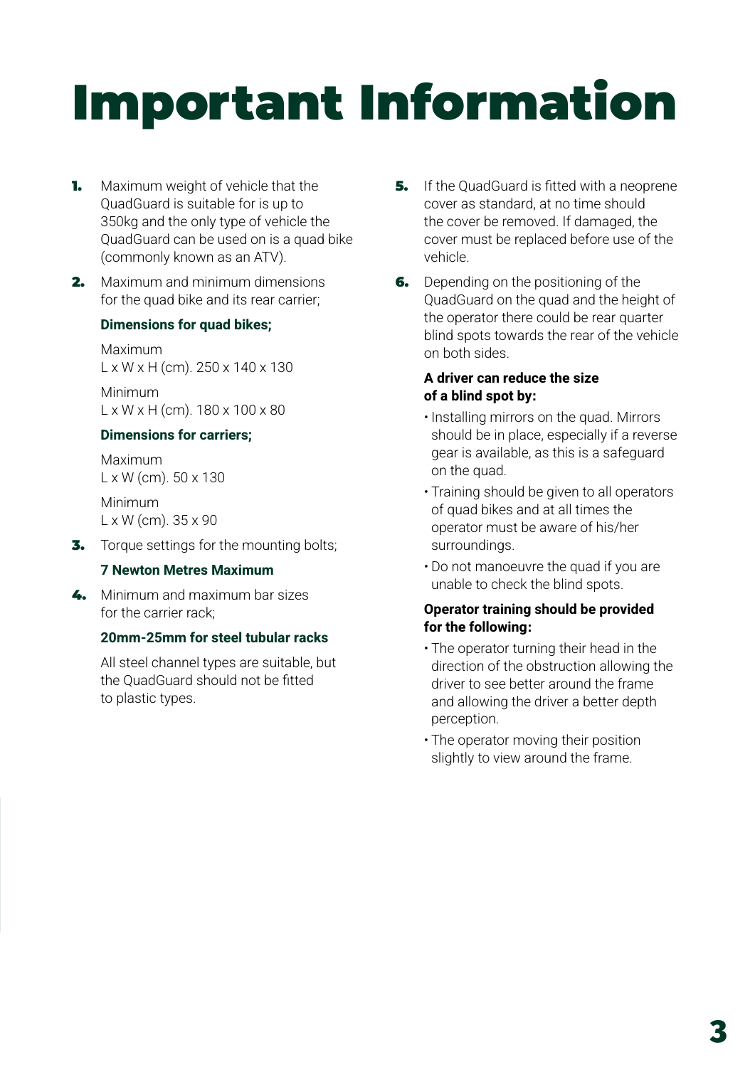# Important Information

1. Maximum weight of vehicle that the QuadGuard is suitable for is up to 350kg and the only type of vehicle the QuadGuard can be used on is a quad bike (commonly known as an ATV).

2. Maximum and minimum dimensions for the quad bike and its rear carrier;

   **Dimensions for quad bikes;**

   Maximum
   L x W x H (cm). 250 x 140 x 130

   Minimum
   L x W x H (cm). 180 x 100 x 80

   **Dimensions for carriers;**

   Maximum
   L x W (cm). 50 x 130

   Minimum
   L x W (cm). 35 x 90

3. Torque settings for the mounting bolts;

   **7 Newton Metres Maximum**

4. Minimum and maximum bar sizes for the carrier rack;

   **20mm-25mm for steel tubular racks**

   All steel channel types are suitable, but the QuadGuard should not be fitted to plastic types.

5. If the QuadGuard is fitted with a neoprene cover as standard, at no time should the cover be removed. If damaged, the cover must be replaced before use of the vehicle.

6. Depending on the positioning of the QuadGuard on the quad and the height of the operator there could be rear quarter blind spots towards the rear of the vehicle on both sides.

   **A driver can reduce the size of a blind spot by:**

   - Installing mirrors on the quad. Mirrors should be in place, especially if a reverse gear is available, as this is a safeguard on the quad.
   - Training should be given to all operators of quad bikes and at all times the operator must be aware of his/her surroundings.
   - Do not manoeuvre the quad if you are unable to check the blind spots.

   **Operator training should be provided for the following:**

   - The operator turning their head in the direction of the obstruction allowing the driver to see better around the frame and allowing the driver a better depth perception.
   - The operator moving their position slightly to view around the frame.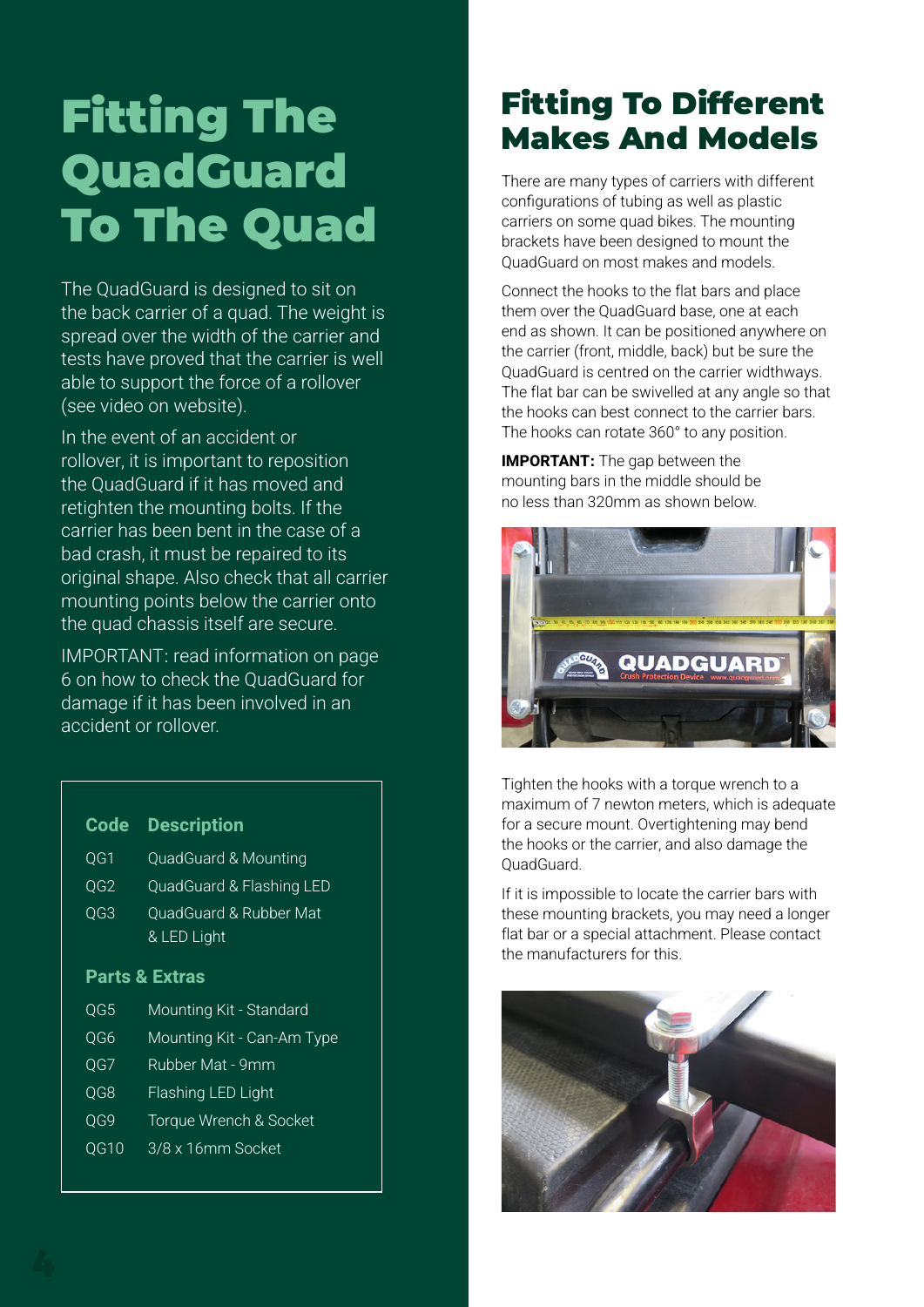# Fitting The QuadGuard To The Quad

The QuadGuard is designed to sit on the back carrier of a quad. The weight is spread over the width of the carrier and tests have proved that the carrier is well able to support the force of a rollover (see video on website).

In the event of an accident or rollover, it is important to reposition the QuadGuard if it has moved and retighten the mounting bolts. If the carrier has been bent in the case of a bad crash, it must be repaired to its original shape. Also check that all carrier mounting points below the carrier onto the quad chassis itself are secure.

IMPORTANT: read information on page 6 on how to check the QuadGuard for damage if it has been involved in an accident or rollover.

| Code | Description |
|---|---|
| QG1 | QuadGuard & Mounting |
| QG2 | QuadGuard & Flashing LED |
| QG3 | QuadGuard & Rubber Mat & LED Light |
| **Parts & Extras** | |
| QG5 | Mounting Kit - Standard |
| QG6 | Mounting Kit - Can-Am Type |
| QG7 | Rubber Mat - 9mm |
| QG8 | Flashing LED Light |
| QG9 | Torque Wrench & Socket |
| QG10 | 3/8 x 16mm Socket |

# Fitting To Different Makes And Models

There are many types of carriers with different configurations of tubing as well as plastic carriers on some quad bikes. The mounting brackets have been designed to mount the QuadGuard on most makes and models.

Connect the hooks to the flat bars and place them over the QuadGuard base, one at each end as shown. It can be positioned anywhere on the carrier (front, middle, back) but be sure the QuadGuard is centred on the carrier widthways. The flat bar can be swivelled at any angle so that the hooks can best connect to the carrier bars. The hooks can rotate 360° to any position.

**IMPORTANT:** The gap between the mounting bars in the middle should be no less than 320mm as shown below.

Tighten the hooks with a torque wrench to a maximum of 7 newton meters, which is adequate for a secure mount. Overtightening may bend the hooks or the carrier, and also damage the QuadGuard.

If it is impossible to locate the carrier bars with these mounting brackets, you may need a longer flat bar or a special attachment. Please contact the manufacturers for this.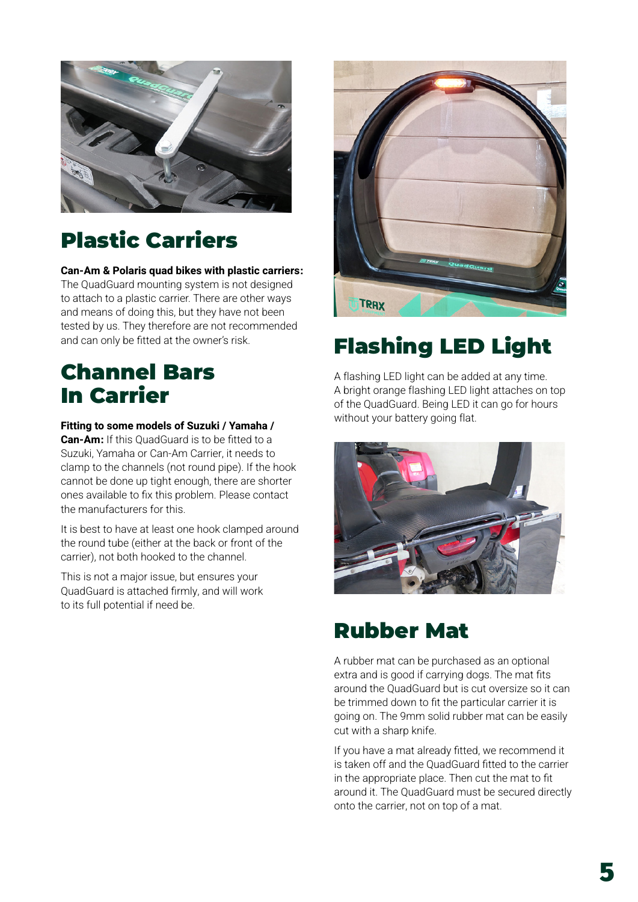## Plastic Carriers

**Can-Am & Polaris quad bikes with plastic carriers:** The QuadGuard mounting system is not designed to attach to a plastic carrier. There are other ways and means of doing this, but they have not been tested by us. They therefore are not recommended and can only be fitted at the owner's risk.

## Channel Bars In Carrier

**Fitting to some models of Suzuki / Yamaha / Can-Am:** If this QuadGuard is to be fitted to a Suzuki, Yamaha or Can-Am Carrier, it needs to clamp to the channels (not round pipe). If the hook cannot be done up tight enough, there are shorter ones available to fix this problem. Please contact the manufacturers for this.

It is best to have at least one hook clamped around the round tube (either at the back or front of the carrier), not both hooked to the channel.

This is not a major issue, but ensures your QuadGuard is attached firmly, and will work to its full potential if need be.

## Flashing LED Light

A flashing LED light can be added at any time. A bright orange flashing LED light attaches on top of the QuadGuard. Being LED it can go for hours without your battery going flat.

## Rubber Mat

A rubber mat can be purchased as an optional extra and is good if carrying dogs. The mat fits around the QuadGuard but is cut oversize so it can be trimmed down to fit the particular carrier it is going on. The 9mm solid rubber mat can be easily cut with a sharp knife.

If you have a mat already fitted, we recommend it is taken off and the QuadGuard fitted to the carrier in the appropriate place. Then cut the mat to fit around it. The QuadGuard must be secured directly onto the carrier, not on top of a mat.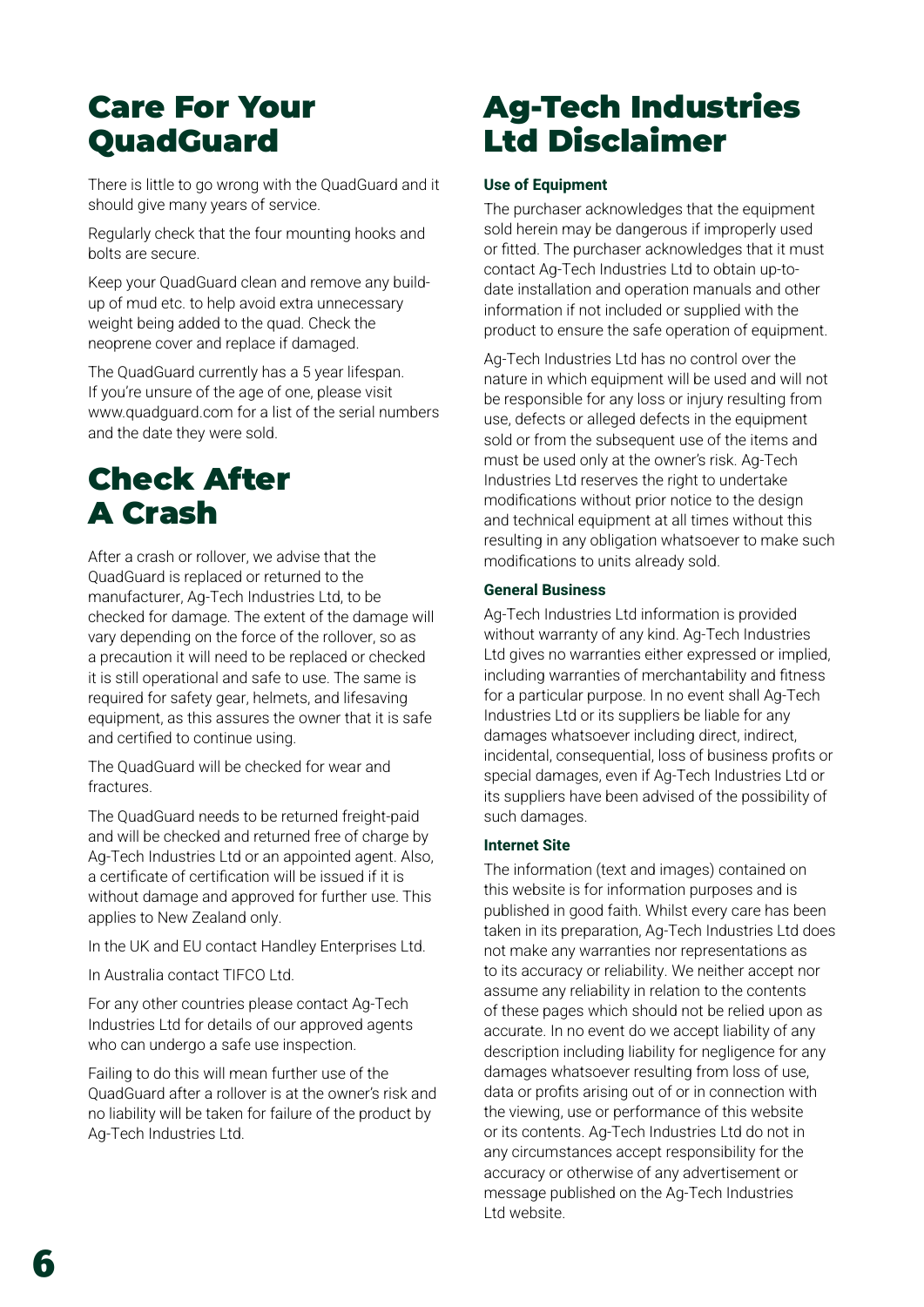# Care For Your QuadGuard

There is little to go wrong with the QuadGuard and it should give many years of service.

Regularly check that the four mounting hooks and bolts are secure.

Keep your QuadGuard clean and remove any build-up of mud etc. to help avoid extra unnecessary weight being added to the quad. Check the neoprene cover and replace if damaged.

The QuadGuard currently has a 5 year lifespan. If you're unsure of the age of one, please visit www.quadguard.com for a list of the serial numbers and the date they were sold.

# Check After A Crash

After a crash or rollover, we advise that the QuadGuard is replaced or returned to the manufacturer, Ag-Tech Industries Ltd, to be checked for damage. The extent of the damage will vary depending on the force of the rollover, so as a precaution it will need to be replaced or checked it is still operational and safe to use. The same is required for safety gear, helmets, and lifesaving equipment, as this assures the owner that it is safe and certified to continue using.

The QuadGuard will be checked for wear and fractures.

The QuadGuard needs to be returned freight-paid and will be checked and returned free of charge by Ag-Tech Industries Ltd or an appointed agent. Also, a certificate of certification will be issued if it is without damage and approved for further use. This applies to New Zealand only.

In the UK and EU contact Handley Enterprises Ltd.

In Australia contact TIFCO Ltd.

For any other countries please contact Ag-Tech Industries Ltd for details of our approved agents who can undergo a safe use inspection.

Failing to do this will mean further use of the QuadGuard after a rollover is at the owner's risk and no liability will be taken for failure of the product by Ag-Tech Industries Ltd.

# Ag-Tech Industries Ltd Disclaimer

**Use of Equipment**

The purchaser acknowledges that the equipment sold herein may be dangerous if improperly used or fitted. The purchaser acknowledges that it must contact Ag-Tech Industries Ltd to obtain up-to-date installation and operation manuals and other information if not included or supplied with the product to ensure the safe operation of equipment.

Ag-Tech Industries Ltd has no control over the nature in which equipment will be used and will not be responsible for any loss or injury resulting from use, defects or alleged defects in the equipment sold or from the subsequent use of the items and must be used only at the owner's risk. Ag-Tech Industries Ltd reserves the right to undertake modifications without prior notice to the design and technical equipment at all times without this resulting in any obligation whatsoever to make such modifications to units already sold.

**General Business**

Ag-Tech Industries Ltd information is provided without warranty of any kind. Ag-Tech Industries Ltd gives no warranties either expressed or implied, including warranties of merchantability and fitness for a particular purpose. In no event shall Ag-Tech Industries Ltd or its suppliers be liable for any damages whatsoever including direct, indirect, incidental, consequential, loss of business profits or special damages, even if Ag-Tech Industries Ltd or its suppliers have been advised of the possibility of such damages.

**Internet Site**

The information (text and images) contained on this website is for information purposes and is published in good faith. Whilst every care has been taken in its preparation, Ag-Tech Industries Ltd does not make any warranties nor representations as to its accuracy or reliability. We neither accept nor assume any reliability in relation to the contents of these pages which should not be relied upon as accurate. In no event do we accept liability of any description including liability for negligence for any damages whatsoever resulting from loss of use, data or profits arising out of or in connection with the viewing, use or performance of this website or its contents. Ag-Tech Industries Ltd do not in any circumstances accept responsibility for the accuracy or otherwise of any advertisement or message published on the Ag-Tech Industries Ltd website.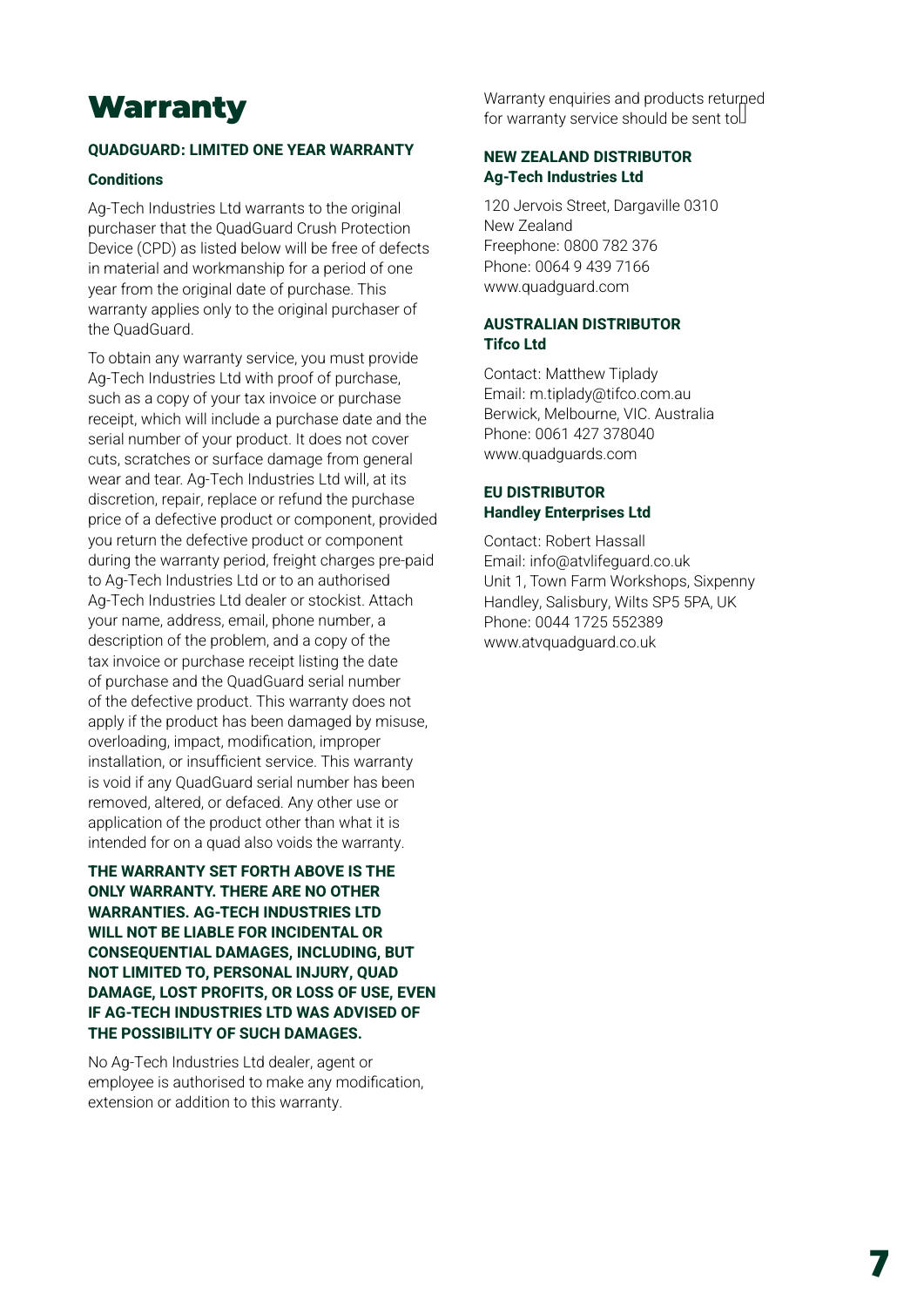# Warranty

**QUADGUARD: LIMITED ONE YEAR WARRANTY**

**Conditions**

Ag-Tech Industries Ltd warrants to the original purchaser that the QuadGuard Crush Protection Device (CPD) as listed below will be free of defects in material and workmanship for a period of one year from the original date of purchase. This warranty applies only to the original purchaser of the QuadGuard.

To obtain any warranty service, you must provide Ag-Tech Industries Ltd with proof of purchase, such as a copy of your tax invoice or purchase receipt, which will include a purchase date and the serial number of your product. It does not cover cuts, scratches or surface damage from general wear and tear. Ag-Tech Industries Ltd will, at its discretion, repair, replace or refund the purchase price of a defective product or component, provided you return the defective product or component during the warranty period, freight charges pre-paid to Ag-Tech Industries Ltd or to an authorised Ag-Tech Industries Ltd dealer or stockist. Attach your name, address, email, phone number, a description of the problem, and a copy of the tax invoice or purchase receipt listing the date of purchase and the QuadGuard serial number of the defective product. This warranty does not apply if the product has been damaged by misuse, overloading, impact, modification, improper installation, or insufficient service. This warranty is void if any QuadGuard serial number has been removed, altered, or defaced. Any other use or application of the product other than what it is intended for on a quad also voids the warranty.

**THE WARRANTY SET FORTH ABOVE IS THE ONLY WARRANTY. THERE ARE NO OTHER WARRANTIES. AG-TECH INDUSTRIES LTD WILL NOT BE LIABLE FOR INCIDENTAL OR CONSEQUENTIAL DAMAGES, INCLUDING, BUT NOT LIMITED TO, PERSONAL INJURY, QUAD DAMAGE, LOST PROFITS, OR LOSS OF USE, EVEN IF AG-TECH INDUSTRIES LTD WAS ADVISED OF THE POSSIBILITY OF SUCH DAMAGES.**

No Ag-Tech Industries Ltd dealer, agent or employee is authorised to make any modification, extension or addition to this warranty.

Warranty enquiries and products returned for warranty service should be sent to:

**NEW ZEALAND DISTRIBUTOR**
**Ag-Tech Industries Ltd**

120 Jervois Street, Dargaville 0310
New Zealand
Freephone: 0800 782 376
Phone: 0064 9 439 7166
www.quadguard.com

**AUSTRALIAN DISTRIBUTOR**
**Tifco Ltd**

Contact: Matthew Tiplady
Email: m.tiplady@tifco.com.au
Berwick, Melbourne, VIC. Australia
Phone: 0061 427 378040
www.quadguards.com

**EU DISTRIBUTOR**
**Handley Enterprises Ltd**

Contact: Robert Hassall
Email: info@atvlifeguard.co.uk
Unit 1, Town Farm Workshops, Sixpenny Handley, Salisbury, Wilts SP5 5PA, UK
Phone: 0044 1725 552389
www.atvquadguard.co.uk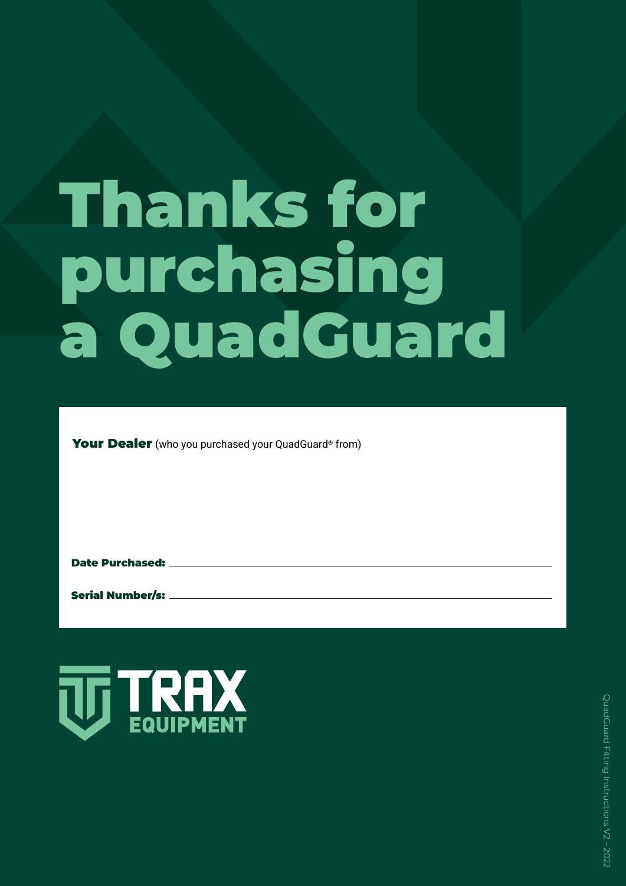# Thanks for purchasing a QuadGuard

**Your Dealer** (who you purchased your QuadGuard® from)

**Date Purchased:** ______________________________

**Serial Number/s:** ______________________________

TRAX EQUIPMENT

QuadGuard Fitting Instructions V2 – 2022